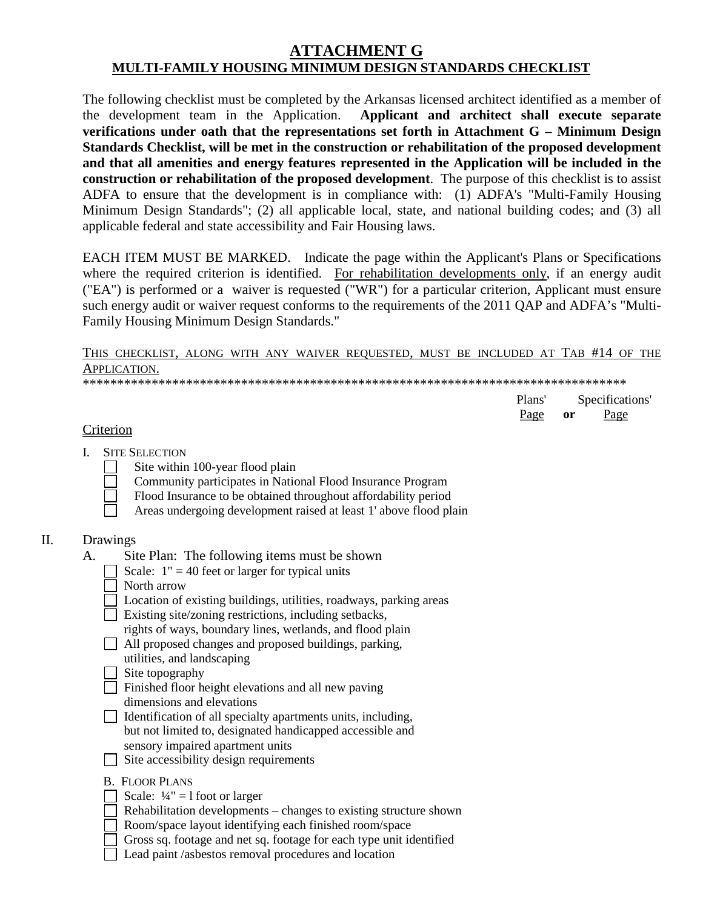# ATTACHMENT G

## MULTI-FAMILY HOUSING MINIMUM DESIGN STANDARDS CHECKLIST

The following checklist must be completed by the Arkansas licensed architect identified as a member of the development team in the Application. **Applicant and architect shall execute separate verifications under oath that the representations set forth in Attachment G – Minimum Design Standards Checklist, will be met in the construction or rehabilitation of the proposed development and that all amenities and energy features represented in the Application will be included in the construction or rehabilitation of the proposed development**. The purpose of this checklist is to assist ADFA to ensure that the development is in compliance with: (1) ADFA's "Multi-Family Housing Minimum Design Standards"; (2) all applicable local, state, and national building codes; and (3) all applicable federal and state accessibility and Fair Housing laws.

EACH ITEM MUST BE MARKED. Indicate the page within the Applicant's Plans or Specifications where the required criterion is identified. For rehabilitation developments only, if an energy audit ("EA") is performed or a waiver is requested ("WR") for a particular criterion, Applicant must ensure such energy audit or waiver request conforms to the requirements of the 2011 QAP and ADFA's "Multi-Family Housing Minimum Design Standards."

THIS CHECKLIST, ALONG WITH ANY WAIVER REQUESTED, MUST BE INCLUDED AT TAB #14 OF THE APPLICATION.

*******************************************************************************

| Criterion | Plans' Page | or | Specifications' Page |
|---|---|---|---|

I. SITE SELECTION

- [ ] Site within 100-year flood plain
- [ ] Community participates in National Flood Insurance Program
- [ ] Flood Insurance to be obtained throughout affordability period
- [ ] Areas undergoing development raised at least 1' above flood plain

II. Drawings

A. Site Plan: The following items must be shown

- [ ] Scale: 1" = 40 feet or larger for typical units
- [ ] North arrow
- [ ] Location of existing buildings, utilities, roadways, parking areas
- [ ] Existing site/zoning restrictions, including setbacks, rights of ways, boundary lines, wetlands, and flood plain
- [ ] All proposed changes and proposed buildings, parking, utilities, and landscaping
- [ ] Site topography
- [ ] Finished floor height elevations and all new paving dimensions and elevations
- [ ] Identification of all specialty apartments units, including, but not limited to, designated handicapped accessible and sensory impaired apartment units
- [ ] Site accessibility design requirements

B. FLOOR PLANS

- [ ] Scale: ¼" = l foot or larger
- [ ] Rehabilitation developments – changes to existing structure shown
- [ ] Room/space layout identifying each finished room/space
- [ ] Gross sq. footage and net sq. footage for each type unit identified
- [ ] Lead paint /asbestos removal procedures and location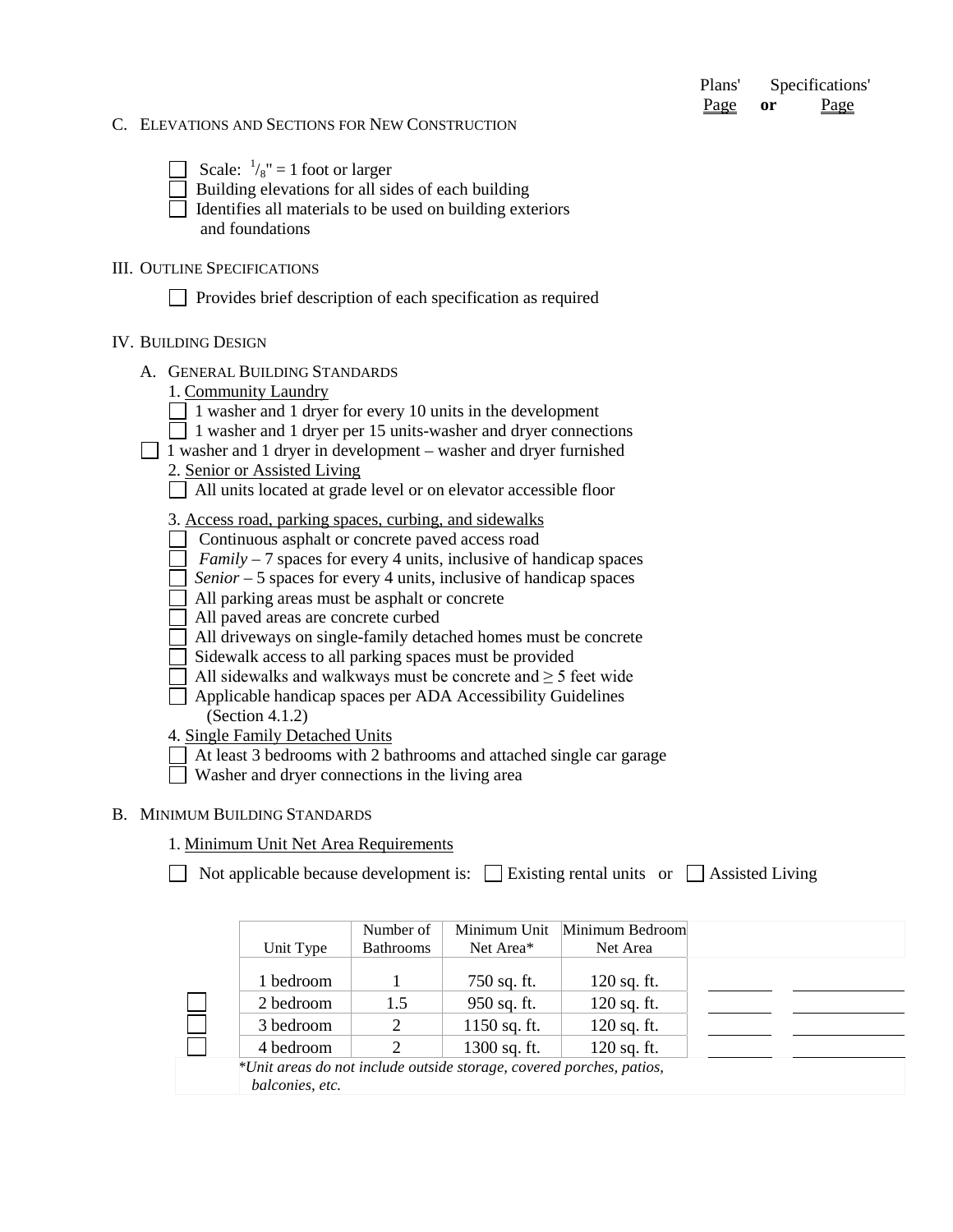Plans' Page **or** Specifications' Page

C. ELEVATIONS AND SECTIONS FOR NEW CONSTRUCTION

- ☐ Scale: $^{1}/_{8}$" = 1 foot or larger
- ☐ Building elevations for all sides of each building
- ☐ Identifies all materials to be used on building exteriors and foundations

III. OUTLINE SPECIFICATIONS

- ☐ Provides brief description of each specification as required

IV. BUILDING DESIGN

A. GENERAL BUILDING STANDARDS

1. Community Laundry
   - ☐ 1 washer and 1 dryer for every 10 units in the development
   - ☐ 1 washer and 1 dryer per 15 units-washer and dryer connections
   - ☐ 1 washer and 1 dryer in development – washer and dryer furnished
2. Senior or Assisted Living
   - ☐ All units located at grade level or on elevator accessible floor
3. Access road, parking spaces, curbing, and sidewalks
   - ☐ Continuous asphalt or concrete paved access road
   - ☐ *Family* – 7 spaces for every 4 units, inclusive of handicap spaces
   - ☐ *Senior* – 5 spaces for every 4 units, inclusive of handicap spaces
   - ☐ All parking areas must be asphalt or concrete
   - ☐ All paved areas are concrete curbed
   - ☐ All driveways on single-family detached homes must be concrete
   - ☐ Sidewalk access to all parking spaces must be provided
   - ☐ All sidewalks and walkways must be concrete and ≥ 5 feet wide
   - ☐ Applicable handicap spaces per ADA Accessibility Guidelines (Section 4.1.2)
4. Single Family Detached Units
   - ☐ At least 3 bedrooms with 2 bathrooms and attached single car garage
   - ☐ Washer and dryer connections in the living area

B. MINIMUM BUILDING STANDARDS

1. Minimum Unit Net Area Requirements

☐ Not applicable because development is: ☐ Existing rental units or ☐ Assisted Living

| | Unit Type | Number of Bathrooms | Minimum Unit Net Area* | Minimum Bedroom Net Area | Plans' Page | Specifications' Page |
|---|---|---|---|---|---|---|
| | 1 bedroom | 1 | 750 sq. ft. | 120 sq. ft. | | |
| ☐ | 2 bedroom | 1.5 | 950 sq. ft. | 120 sq. ft. | | |
| ☐ | 3 bedroom | 2 | 1150 sq. ft. | 120 sq. ft. | | |
| ☐ | 4 bedroom | 2 | 1300 sq. ft. | 120 sq. ft. | | |

**Unit areas do not include outside storage, covered porches, patios, balconies, etc.*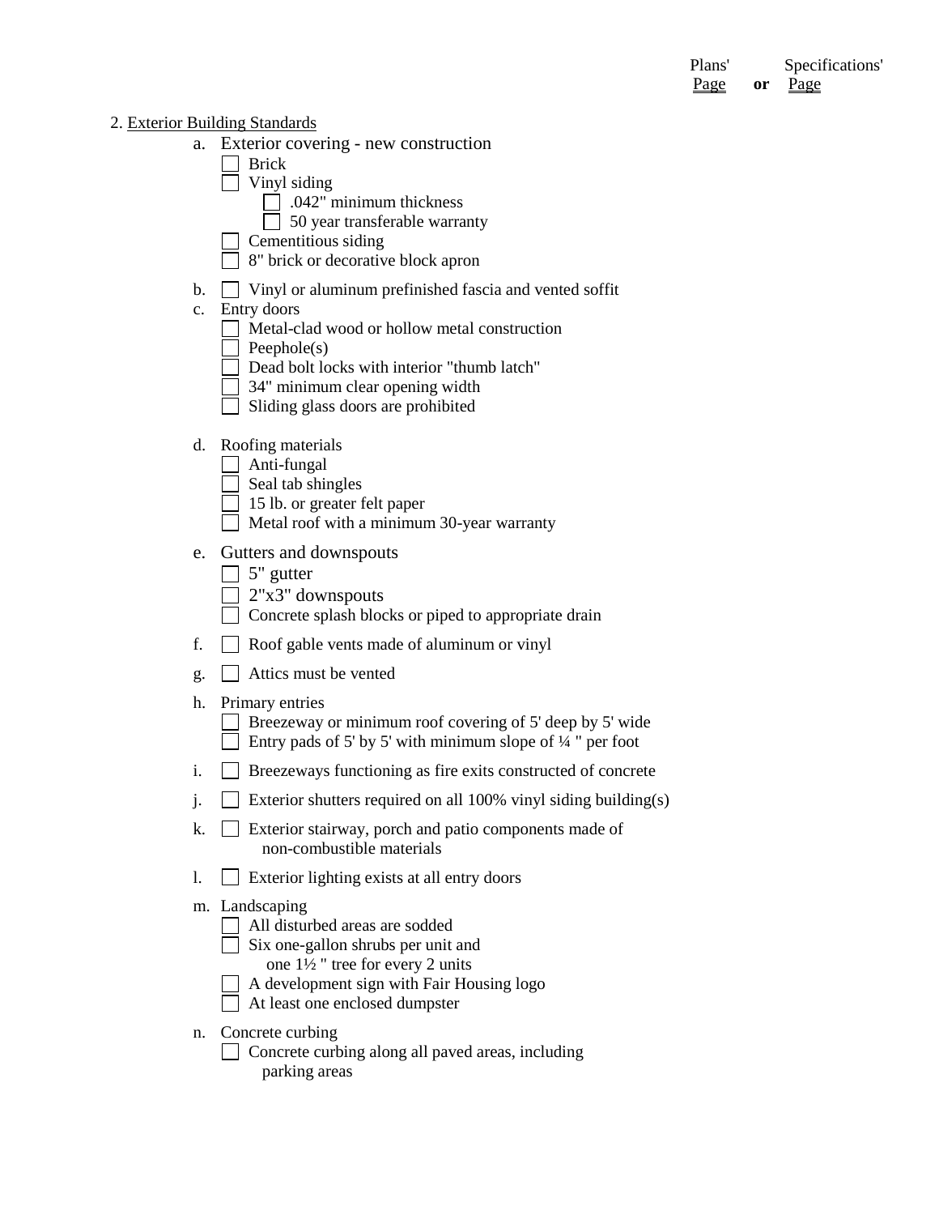Plans' Page **or** Specifications' Page

2. Exterior Building Standards

   a. Exterior covering - new construction
      - ☐ Brick
      - ☐ Vinyl siding
         - ☐ .042" minimum thickness
         - ☐ 50 year transferable warranty
      - ☐ Cementitious siding
      - ☐ 8" brick or decorative block apron

   b. ☐ Vinyl or aluminum prefinished fascia and vented soffit

   c. Entry doors
      - ☐ Metal-clad wood or hollow metal construction
      - ☐ Peephole(s)
      - ☐ Dead bolt locks with interior "thumb latch"
      - ☐ 34" minimum clear opening width
      - ☐ Sliding glass doors are prohibited

   d. Roofing materials
      - ☐ Anti-fungal
      - ☐ Seal tab shingles
      - ☐ 15 lb. or greater felt paper
      - ☐ Metal roof with a minimum 30-year warranty

   e. Gutters and downspouts
      - ☐ 5" gutter
      - ☐ 2"x3" downspouts
      - ☐ Concrete splash blocks or piped to appropriate drain

   f. ☐ Roof gable vents made of aluminum or vinyl

   g. ☐ Attics must be vented

   h. Primary entries
      - ☐ Breezeway or minimum roof covering of 5' deep by 5' wide
      - ☐ Entry pads of 5' by 5' with minimum slope of ¼ " per foot

   i. ☐ Breezeways functioning as fire exits constructed of concrete

   j. ☐ Exterior shutters required on all 100% vinyl siding building(s)

   k. ☐ Exterior stairway, porch and patio components made of non-combustible materials

   l. ☐ Exterior lighting exists at all entry doors

   m. Landscaping
      - ☐ All disturbed areas are sodded
      - ☐ Six one-gallon shrubs per unit and one 1½ " tree for every 2 units
      - ☐ A development sign with Fair Housing logo
      - ☐ At least one enclosed dumpster

   n. Concrete curbing
      - ☐ Concrete curbing along all paved areas, including parking areas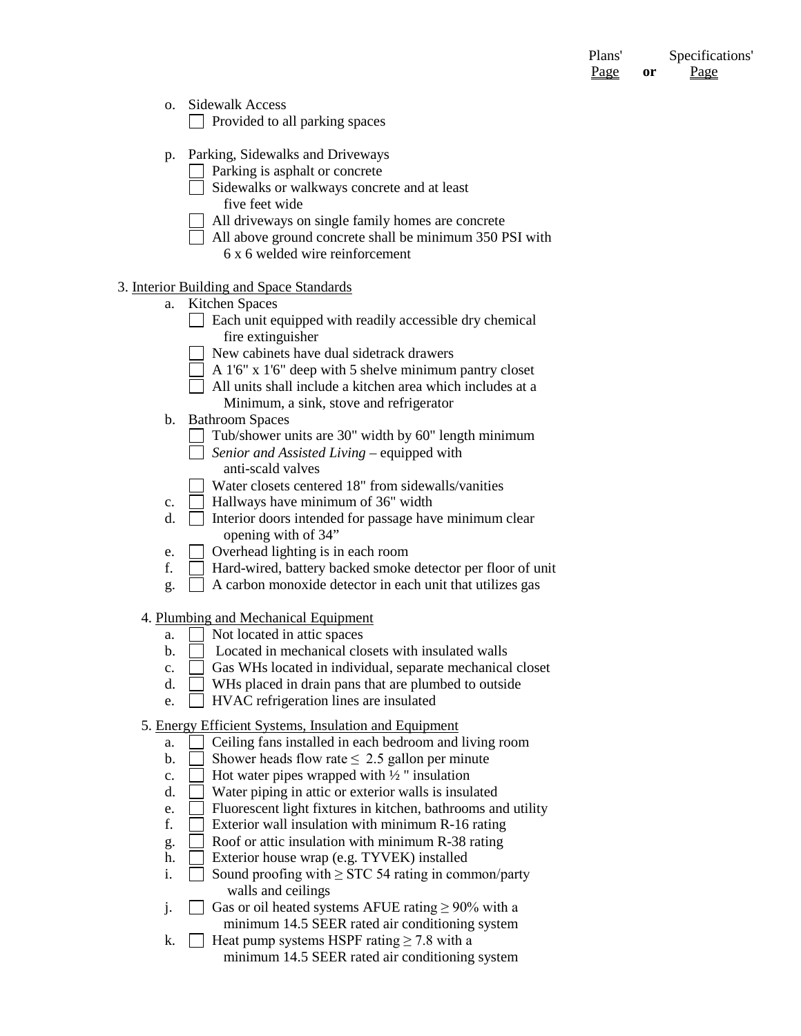Plans' Page **or** Specifications' Page

o. Sidewalk Access
   - ☐ Provided to all parking spaces

p. Parking, Sidewalks and Driveways
   - ☐ Parking is asphalt or concrete
   - ☐ Sidewalks or walkways concrete and at least five feet wide
   - ☐ All driveways on single family homes are concrete
   - ☐ All above ground concrete shall be minimum 350 PSI with 6 x 6 welded wire reinforcement

3. Interior Building and Space Standards

a. Kitchen Spaces
   - ☐ Each unit equipped with readily accessible dry chemical fire extinguisher
   - ☐ New cabinets have dual sidetrack drawers
   - ☐ A 1'6" x 1'6" deep with 5 shelve minimum pantry closet
   - ☐ All units shall include a kitchen area which includes at a Minimum, a sink, stove and refrigerator

b. Bathroom Spaces
   - ☐ Tub/shower units are 30" width by 60" length minimum
   - ☐ *Senior and Assisted Living* – equipped with anti-scald valves
   - ☐ Water closets centered 18" from sidewalls/vanities

c. ☐ Hallways have minimum of 36" width

d. ☐ Interior doors intended for passage have minimum clear opening with of 34"

e. ☐ Overhead lighting is in each room

f. ☐ Hard-wired, battery backed smoke detector per floor of unit

g. ☐ A carbon monoxide detector in each unit that utilizes gas

4. Plumbing and Mechanical Equipment

a. ☐ Not located in attic spaces

b. ☐ Located in mechanical closets with insulated walls

c. ☐ Gas WHs located in individual, separate mechanical closet

d. ☐ WHs placed in drain pans that are plumbed to outside

e. ☐ HVAC refrigeration lines are insulated

5. Energy Efficient Systems, Insulation and Equipment

a. ☐ Ceiling fans installed in each bedroom and living room

b. ☐ Shower heads flow rate $\leq$ 2.5 gallon per minute

c. ☐ Hot water pipes wrapped with ½ " insulation

d. ☐ Water piping in attic or exterior walls is insulated

e. ☐ Fluorescent light fixtures in kitchen, bathrooms and utility

f. ☐ Exterior wall insulation with minimum R-16 rating

g. ☐ Roof or attic insulation with minimum R-38 rating

h. ☐ Exterior house wrap (e.g. TYVEK) installed

i. ☐ Sound proofing with $\geq$ STC 54 rating in common/party walls and ceilings

j. ☐ Gas or oil heated systems AFUE rating $\geq$ 90% with a minimum 14.5 SEER rated air conditioning system

k. ☐ Heat pump systems HSPF rating $\geq$ 7.8 with a minimum 14.5 SEER rated air conditioning system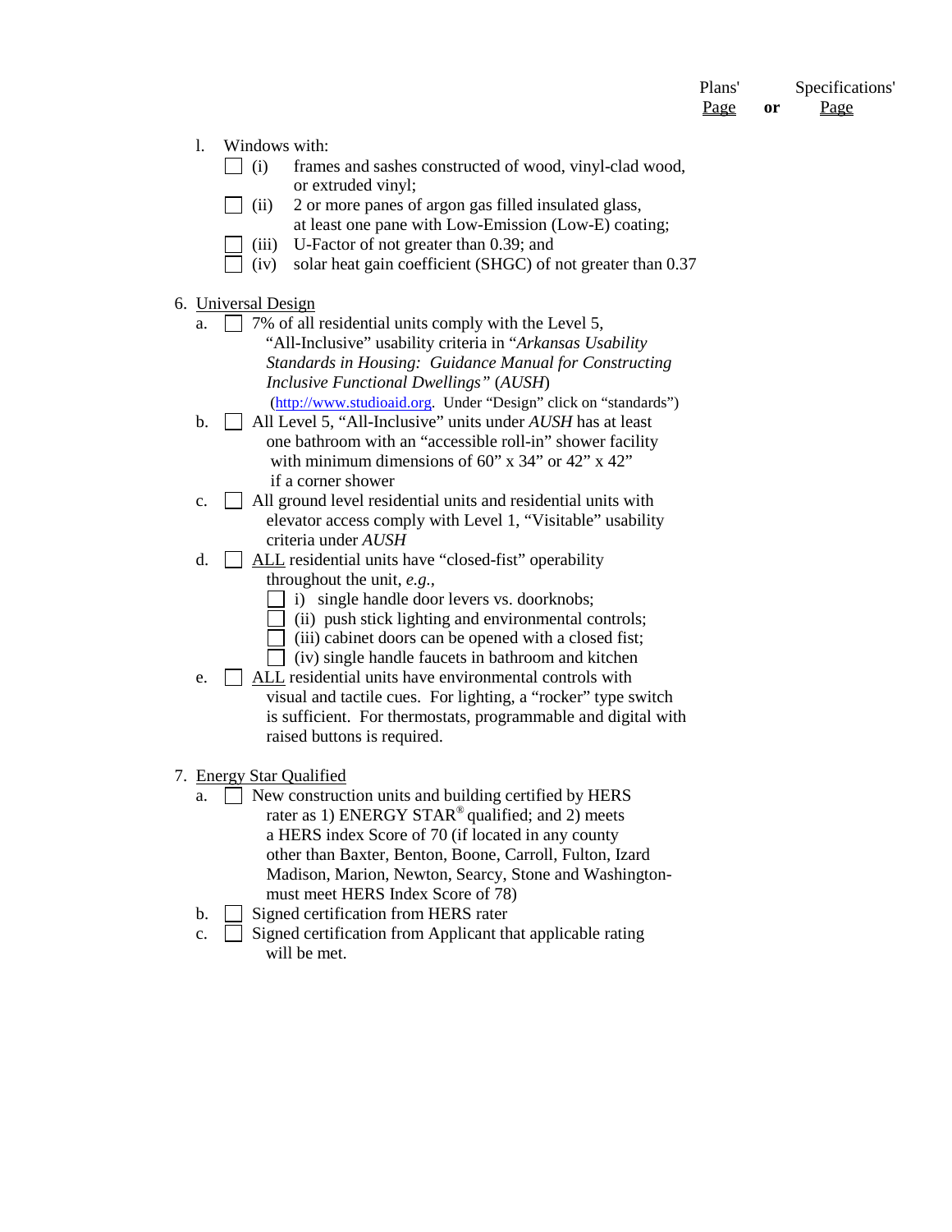Plans' Page **or** Specifications' Page

l. Windows with:
   - ☐ (i) frames and sashes constructed of wood, vinyl-clad wood, or extruded vinyl;
   - ☐ (ii) 2 or more panes of argon gas filled insulated glass, at least one pane with Low-Emission (Low-E) coating;
   - ☐ (iii) U-Factor of not greater than 0.39; and
   - ☐ (iv) solar heat gain coefficient (SHGC) of not greater than 0.37

6. Universal Design
   - a. ☐ 7% of all residential units comply with the Level 5, "All-Inclusive" usability criteria in "*Arkansas Usability Standards in Housing: Guidance Manual for Constructing Inclusive Functional Dwellings*" (*AUSH*) (http://www.studioaid.org. Under "Design" click on "standards")
   - b. ☐ All Level 5, "All-Inclusive" units under *AUSH* has at least one bathroom with an "accessible roll-in" shower facility with minimum dimensions of 60" x 34" or 42" x 42" if a corner shower
   - c. ☐ All ground level residential units and residential units with elevator access comply with Level 1, "Visitable" usability criteria under *AUSH*
   - d. ☐ ALL residential units have "closed-fist" operability throughout the unit, *e.g.*,
     - ☐ i) single handle door levers vs. doorknobs;
     - ☐ (ii) push stick lighting and environmental controls;
     - ☐ (iii) cabinet doors can be opened with a closed fist;
     - ☐ (iv) single handle faucets in bathroom and kitchen
   - e. ☐ ALL residential units have environmental controls with visual and tactile cues. For lighting, a "rocker" type switch is sufficient. For thermostats, programmable and digital with raised buttons is required.

7. Energy Star Qualified
   - a. ☐ New construction units and building certified by HERS rater as 1) ENERGY STAR® qualified; and 2) meets a HERS index Score of 70 (if located in any county other than Baxter, Benton, Boone, Carroll, Fulton, Izard Madison, Marion, Newton, Searcy, Stone and Washington- must meet HERS Index Score of 78)
   - b. ☐ Signed certification from HERS rater
   - c. ☐ Signed certification from Applicant that applicable rating will be met.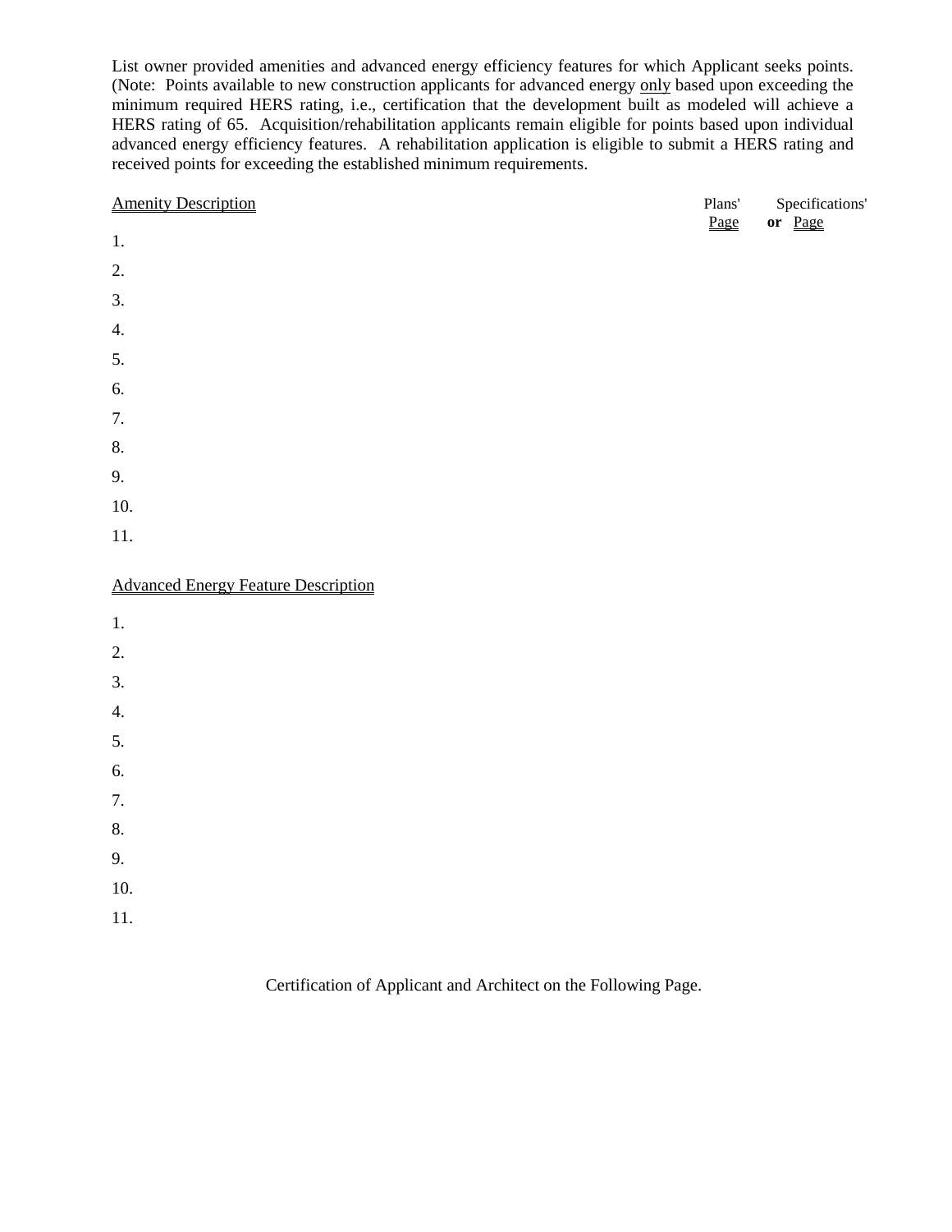List owner provided amenities and advanced energy efficiency features for which Applicant seeks points. (Note: Points available to new construction applicants for advanced energy only based upon exceeding the minimum required HERS rating, i.e., certification that the development built as modeled will achieve a HERS rating of 65. Acquisition/rehabilitation applicants remain eligible for points based upon individual advanced energy efficiency features. A rehabilitation application is eligible to submit a HERS rating and received points for exceeding the established minimum requirements.

| Amenity Description | Plans' Page | **or** | Specifications' Page |
|---|---|---|---|
| 1. | | | |
| 2. | | | |
| 3. | | | |
| 4. | | | |
| 5. | | | |
| 6. | | | |
| 7. | | | |
| 8. | | | |
| 9. | | | |
| 10. | | | |
| 11. | | | |

Advanced Energy Feature Description

1.
2.
3.
4.
5.
6.
7.
8.
9.
10.
11.

Certification of Applicant and Architect on the Following Page.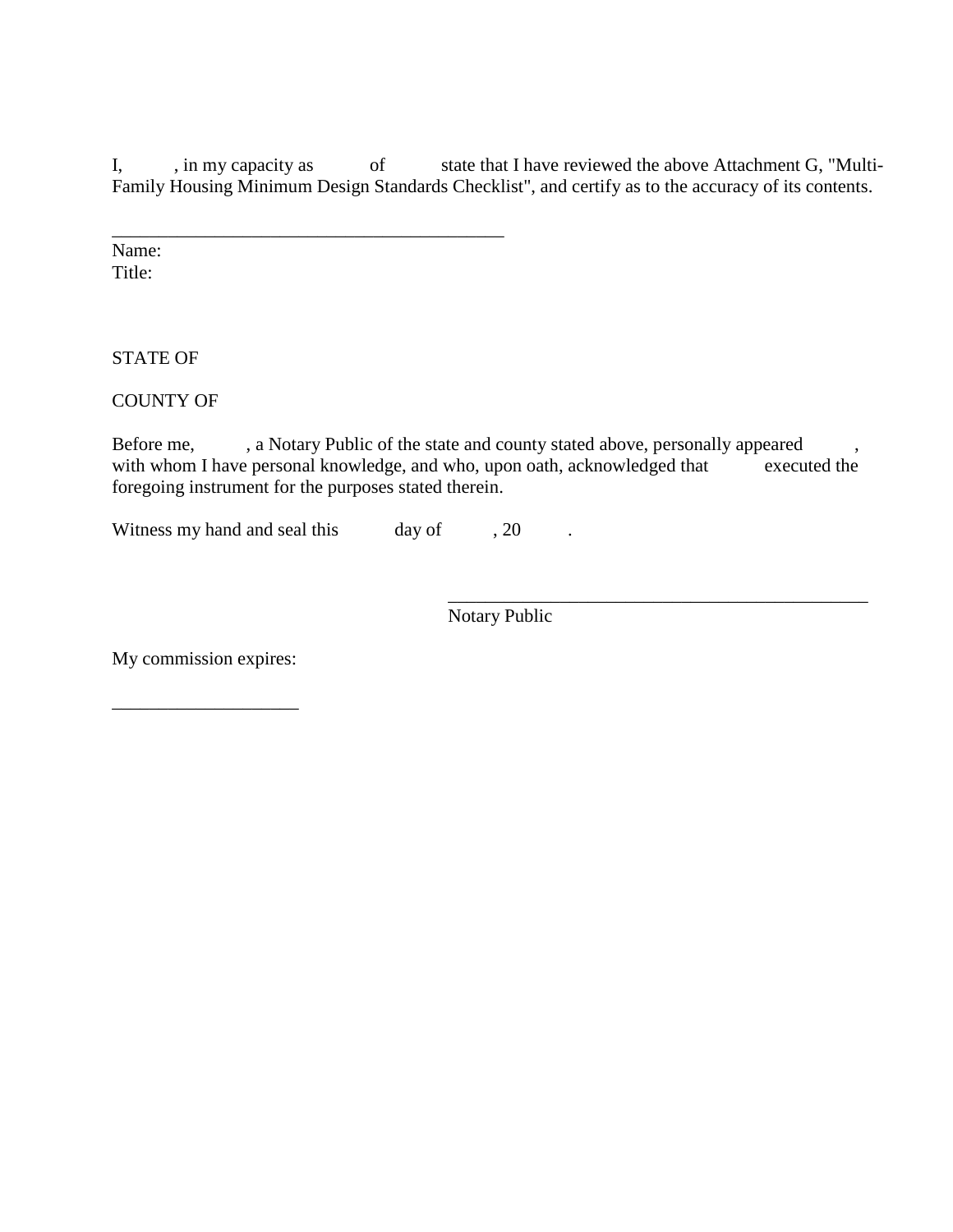I, , in my capacity as of state that I have reviewed the above Attachment G, "Multi-Family Housing Minimum Design Standards Checklist", and certify as to the accuracy of its contents.

\_\_\_\_\_\_\_\_\_\_\_\_\_\_\_\_\_\_\_\_\_\_\_\_\_\_\_\_\_\_\_\_\_\_\_\_\_\_\_\_\_\_

Name:
Title:

STATE OF

COUNTY OF

Before me, , a Notary Public of the state and county stated above, personally appeared , with whom I have personal knowledge, and who, upon oath, acknowledged that executed the foregoing instrument for the purposes stated therein.

Witness my hand and seal this day of , 20 .

\_\_\_\_\_\_\_\_\_\_\_\_\_\_\_\_\_\_\_\_\_\_\_\_\_\_\_\_\_\_\_\_\_\_\_\_\_\_\_\_\_\_\_\_\_\_
Notary Public

My commission expires:

\_\_\_\_\_\_\_\_\_\_\_\_\_\_\_\_\_\_\_\_